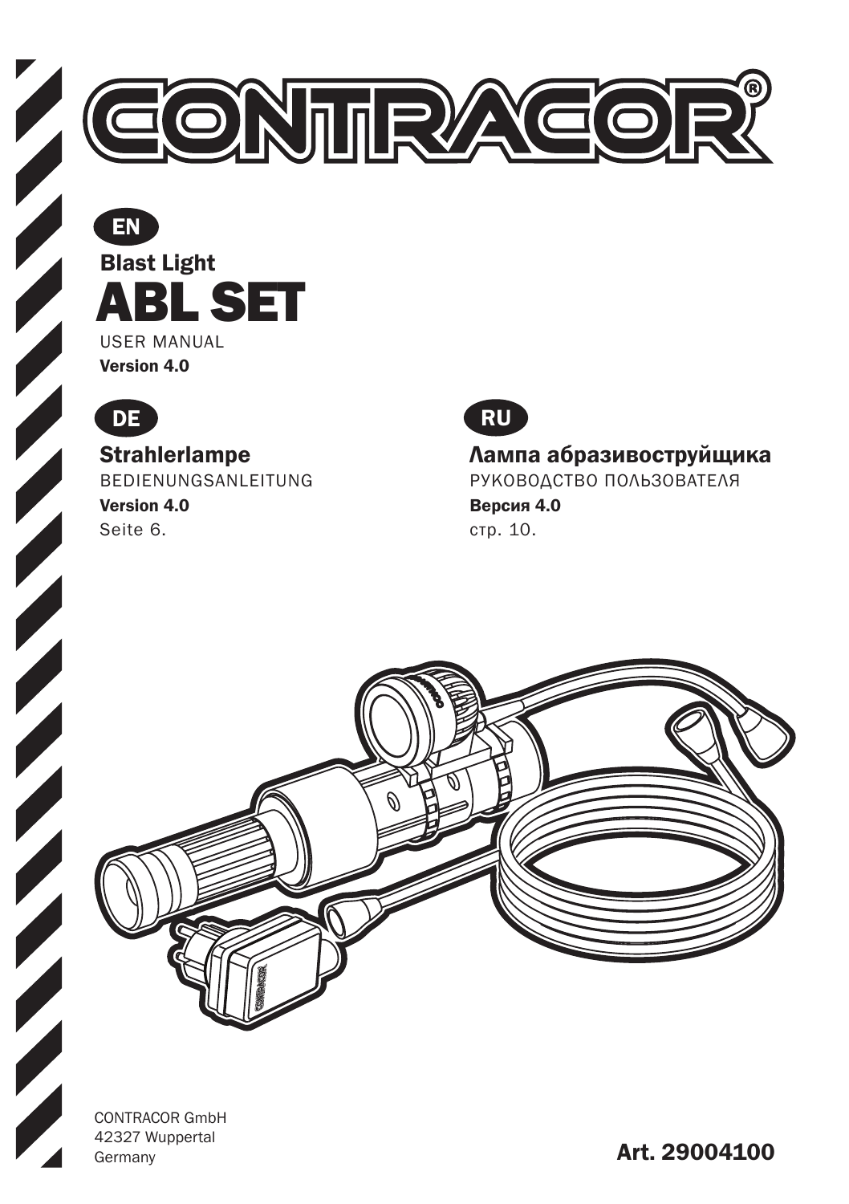# CONTRACOR®

EN

## Blast Light

# ABL SET

USER MANUAL

**Version 4.0**

DE

## Strahlerlampe

BEDIENUNGSANLEITUNG

**Version 4.0**

Seite 6.

RU

## Лампа абразивоструйщика

РУКОВОДСТВО ПОЛЬЗОВАТЕЛЯ

**Версия 4.0**

стр. 10.

CONTRACOR GmbH
42327 Wuppertal
Germany

**Art. 29004100**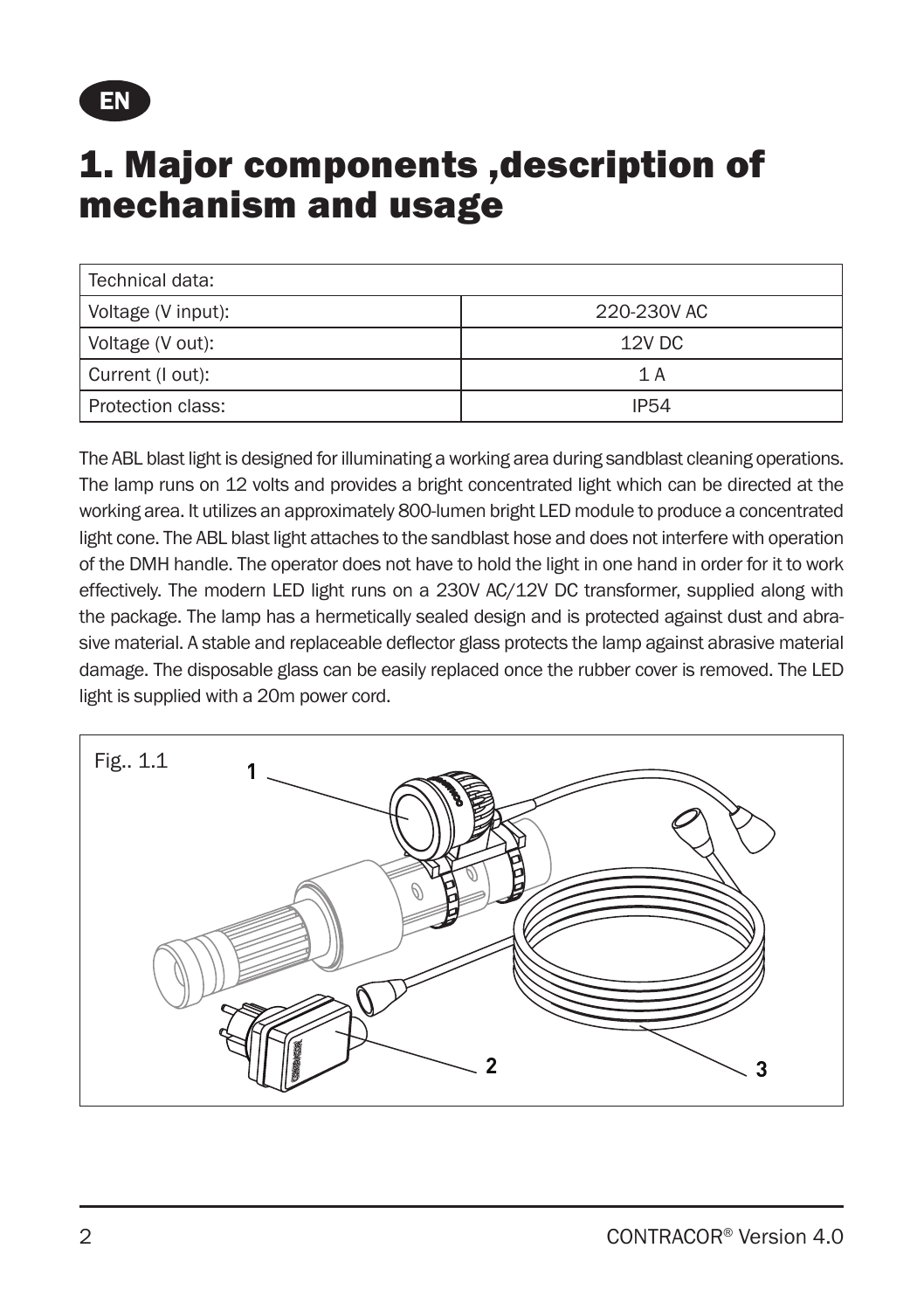EN

# 1. Major components ,description of mechanism and usage

| Technical data: | |
|---|---|
| Voltage (V input): | 220-230V AC |
| Voltage (V out): | 12V DC |
| Current (I out): | 1 A |
| Protection class: | IP54 |

The ABL blast light is designed for illuminating a working area during sandblast cleaning operations. The lamp runs on 12 volts and provides a bright concentrated light which can be directed at the working area. It utilizes an approximately 800-lumen bright LED module to produce a concentrated light cone. The ABL blast light attaches to the sandblast hose and does not interfere with operation of the DMH handle. The operator does not have to hold the light in one hand in order for it to work effectively. The modern LED light runs on a 230V AC/12V DC transformer, supplied along with the package. The lamp has a hermetically sealed design and is protected against dust and abrasive material. A stable and replaceable deflector glass protects the lamp against abrasive material damage. The disposable glass can be easily replaced once the rubber cover is removed. The LED light is supplied with a 20m power cord.

Fig.. 1.1

1

2

3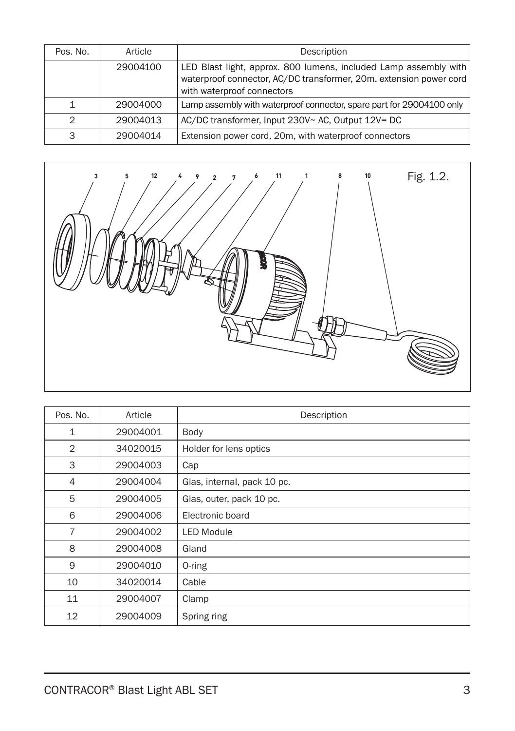| Pos. No. | Article | Description |
|---|---|---|
| | 29004100 | LED Blast light, approx. 800 lumens, included Lamp assembly with waterproof connector, AC/DC transformer, 20m. extension power cord with waterproof connectors |
| 1 | 29004000 | Lamp assembly with waterproof connector, spare part for 29004100 only |
| 2 | 29004013 | AC/DC transformer, Input 230V~ AC, Output 12V= DC |
| 3 | 29004014 | Extension power cord, 20m, with waterproof connectors |

Fig. 1.2.

| Pos. No. | Article | Description |
|---|---|---|
| 1 | 29004001 | Body |
| 2 | 34020015 | Holder for lens optics |
| 3 | 29004003 | Cap |
| 4 | 29004004 | Glas, internal, pack 10 pc. |
| 5 | 29004005 | Glas, outer, pack 10 pc. |
| 6 | 29004006 | Electronic board |
| 7 | 29004002 | LED Module |
| 8 | 29004008 | Gland |
| 9 | 29004010 | O-ring |
| 10 | 34020014 | Cable |
| 11 | 29004007 | Clamp |
| 12 | 29004009 | Spring ring |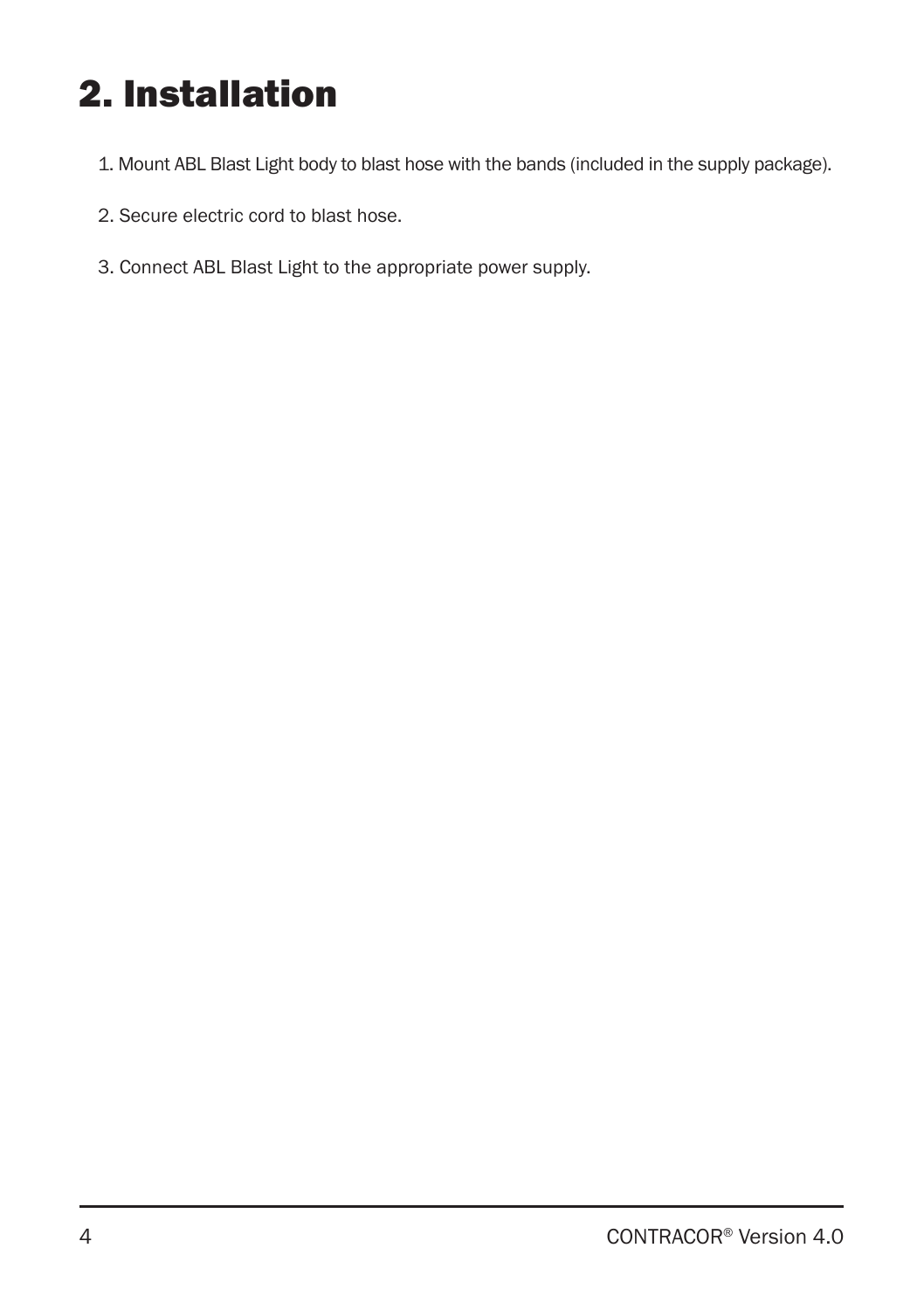# 2. Installation

1. Mount ABL Blast Light body to blast hose with the bands (included in the supply package).
2. Secure electric cord to blast hose.
3. Connect ABL Blast Light to the appropriate power supply.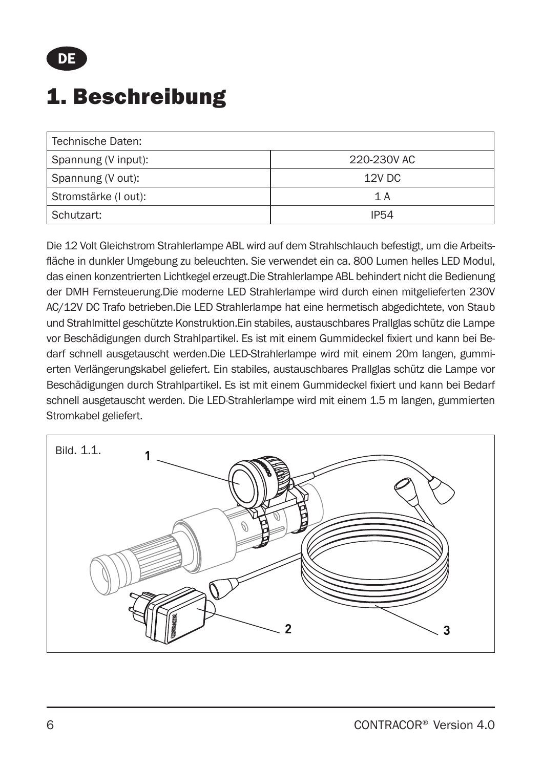DE

# 1. Beschreibung

| Technische Daten: | |
|---|---|
| Spannung (V input): | 220-230V AC |
| Spannung (V out): | 12V DC |
| Stromstärke (I out): | 1 A |
| Schutzart: | IP54 |

Die 12 Volt Gleichstrom Strahlerlampe ABL wird auf dem Strahlschlauch befestigt, um die Arbeitsfläche in dunkler Umgebung zu beleuchten. Sie verwendet ein ca. 800 Lumen helles LED Modul, das einen konzentrierten Lichtkegel erzeugt.Die Strahlerlampe ABL behindert nicht die Bedienung der DMH Fernsteuerung.Die moderne LED Strahlerlampe wird durch einen mitgelieferten 230V AC/12V DC Trafo betrieben.Die LED Strahlerlampe hat eine hermetisch abgedichtete, von Staub und Strahlmittel geschützte Konstruktion.Ein stabiles, austauschbares Prallglas schütz die Lampe vor Beschädigungen durch Strahlpartikel. Es ist mit einem Gummideckel fixiert und kann bei Bedarf schnell ausgetauscht werden.Die LED-Strahlerlampe wird mit einem 20m langen, gummierten Verlängerungskabel geliefert. Ein stabiles, austauschbares Prallglas schütz die Lampe vor Beschädigungen durch Strahlpartikel. Es ist mit einem Gummideckel fixiert und kann bei Bedarf schnell ausgetauscht werden. Die LED-Strahlerlampe wird mit einem 1.5 m langen, gummierten Stromkabel geliefert.

Bild. 1.1.

1

2

3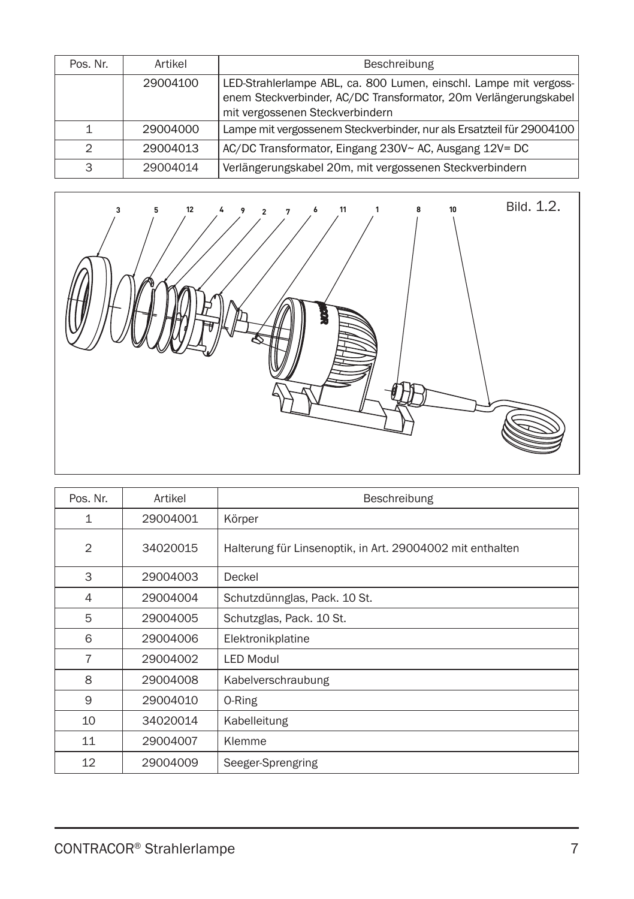| Pos. Nr. | Artikel | Beschreibung |
|---|---|---|
| | 29004100 | LED-Strahlerlampe ABL, ca. 800 Lumen, einschl. Lampe mit vergoss-enem Steckverbinder, AC/DC Transformator, 20m Verlängerungskabel mit vergossenen Steckverbindern |
| 1 | 29004000 | Lampe mit vergossenem Steckverbinder, nur als Ersatzteil für 29004100 |
| 2 | 29004013 | AC/DC Transformator, Eingang 230V~ AC, Ausgang 12V= DC |
| 3 | 29004014 | Verlängerungskabel 20m, mit vergossenen Steckverbindern |

Bild. 1.2.

| Pos. Nr. | Artikel | Beschreibung |
|---|---|---|
| 1 | 29004001 | Körper |
| 2 | 34020015 | Halterung für Linsenoptik, in Art. 29004002 mit enthalten |
| 3 | 29004003 | Deckel |
| 4 | 29004004 | Schutzdünnglas, Pack. 10 St. |
| 5 | 29004005 | Schutzglas, Pack. 10 St. |
| 6 | 29004006 | Elektronikplatine |
| 7 | 29004002 | LED Modul |
| 8 | 29004008 | Kabelverschraubung |
| 9 | 29004010 | O-Ring |
| 10 | 34020014 | Kabelleitung |
| 11 | 29004007 | Klemme |
| 12 | 29004009 | Seeger-Sprengring |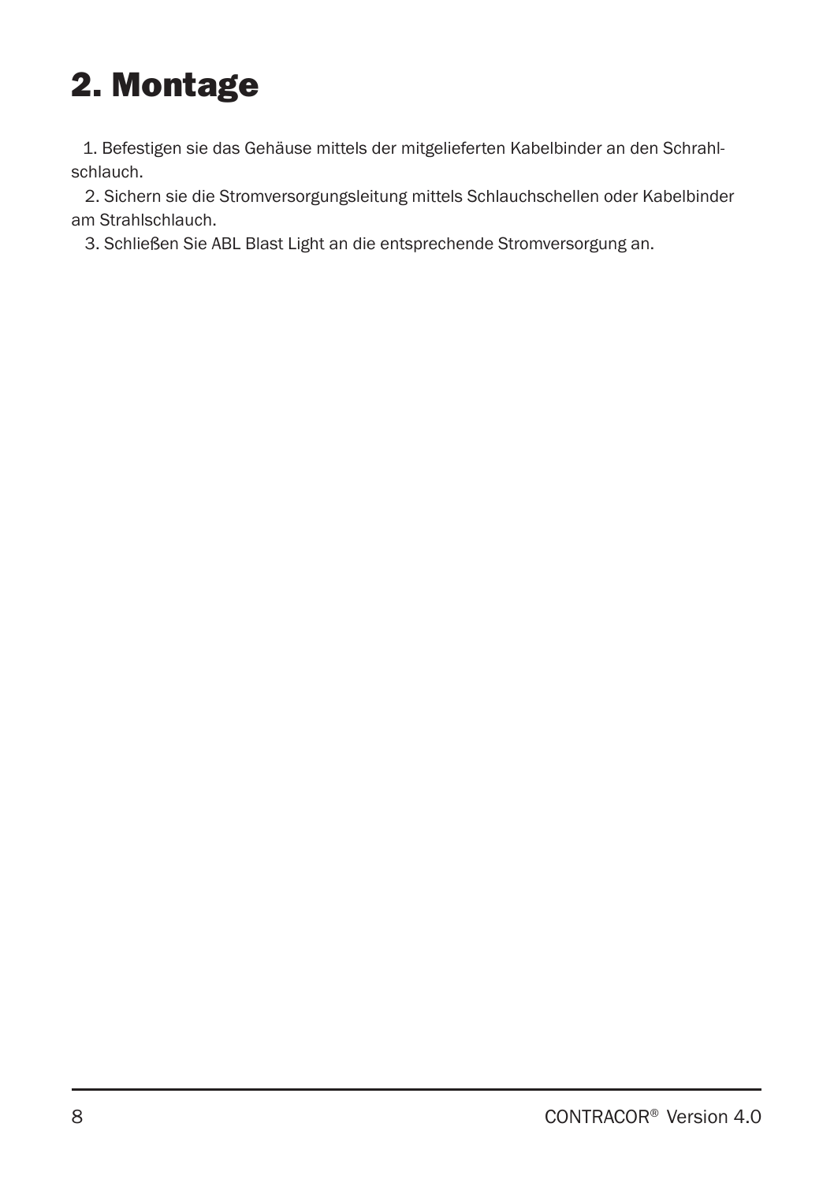# 2. Montage

1. Befestigen sie das Gehäuse mittels der mitgelieferten Kabelbinder an den Schrahlschlauch.
2. Sichern sie die Stromversorgungsleitung mittels Schlauchschellen oder Kabelbinder am Strahlschlauch.
3. Schließen Sie ABL Blast Light an die entsprechende Stromversorgung an.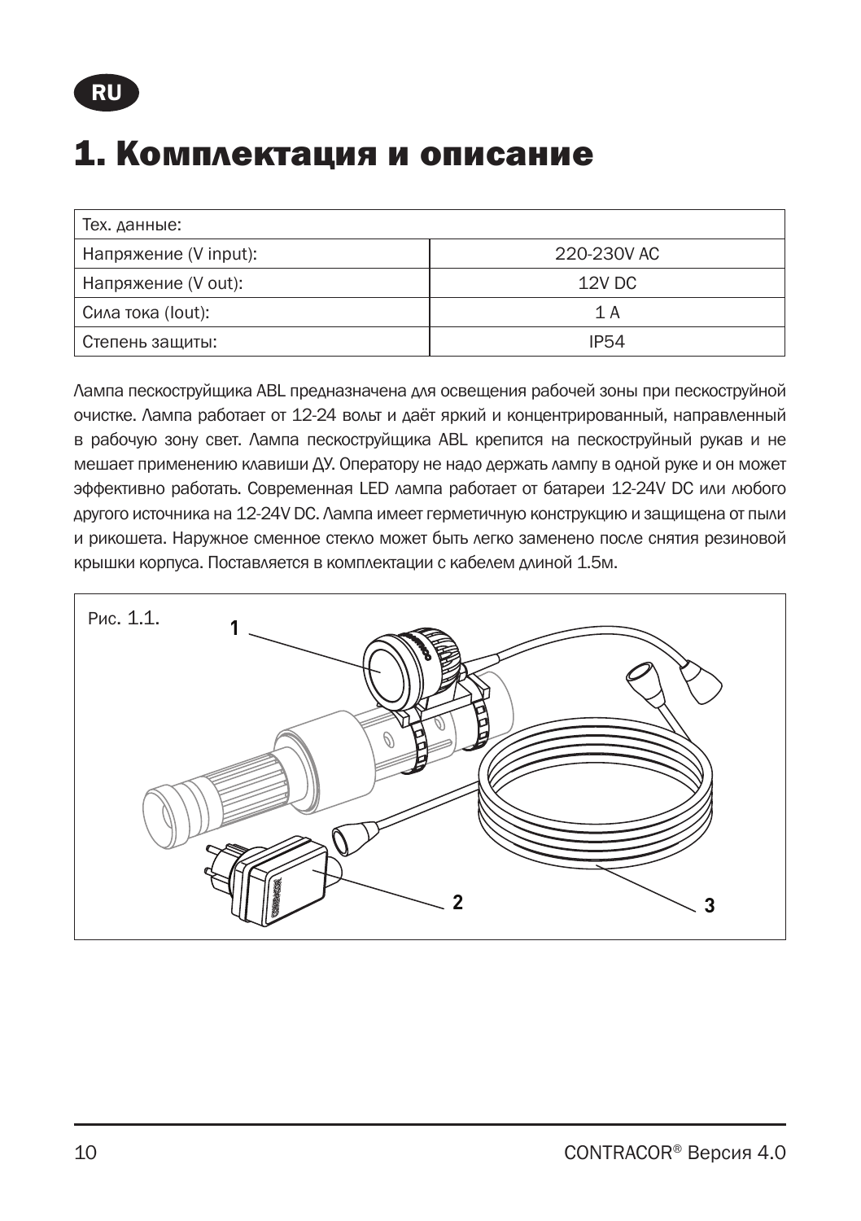# 1. Комплектация и описание

| Тех. данные: | |
|---|---|
| Напряжение (V input): | 220-230V AC |
| Напряжение (V out): | 12V DC |
| Сила тока (Iout): | 1 A |
| Степень защиты: | IP54 |

Лампа пескоструйщика ABL предназначена для освещения рабочей зоны при пескоструйной очистке. Лампа работает от 12-24 вольт и даёт яркий и концентрированный, направленный в рабочую зону свет. Лампа пескоструйщика ABL крепится на пескоструйный рукав и не мешает применению клавиши ДУ. Оператору не надо держать лампу в одной руке и он может эффективно работать. Современная LED лампа работает от батареи 12-24V DC или любого другого источника на 12-24V DC. Лампа имеет герметичную конструкцию и защищена от пыли и рикошета. Наружное сменное стекло может быть легко заменено после снятия резиновой крышки корпуса. Поставляется в комплектации с кабелем длиной 1.5м.

Рис. 1.1.

1

2

3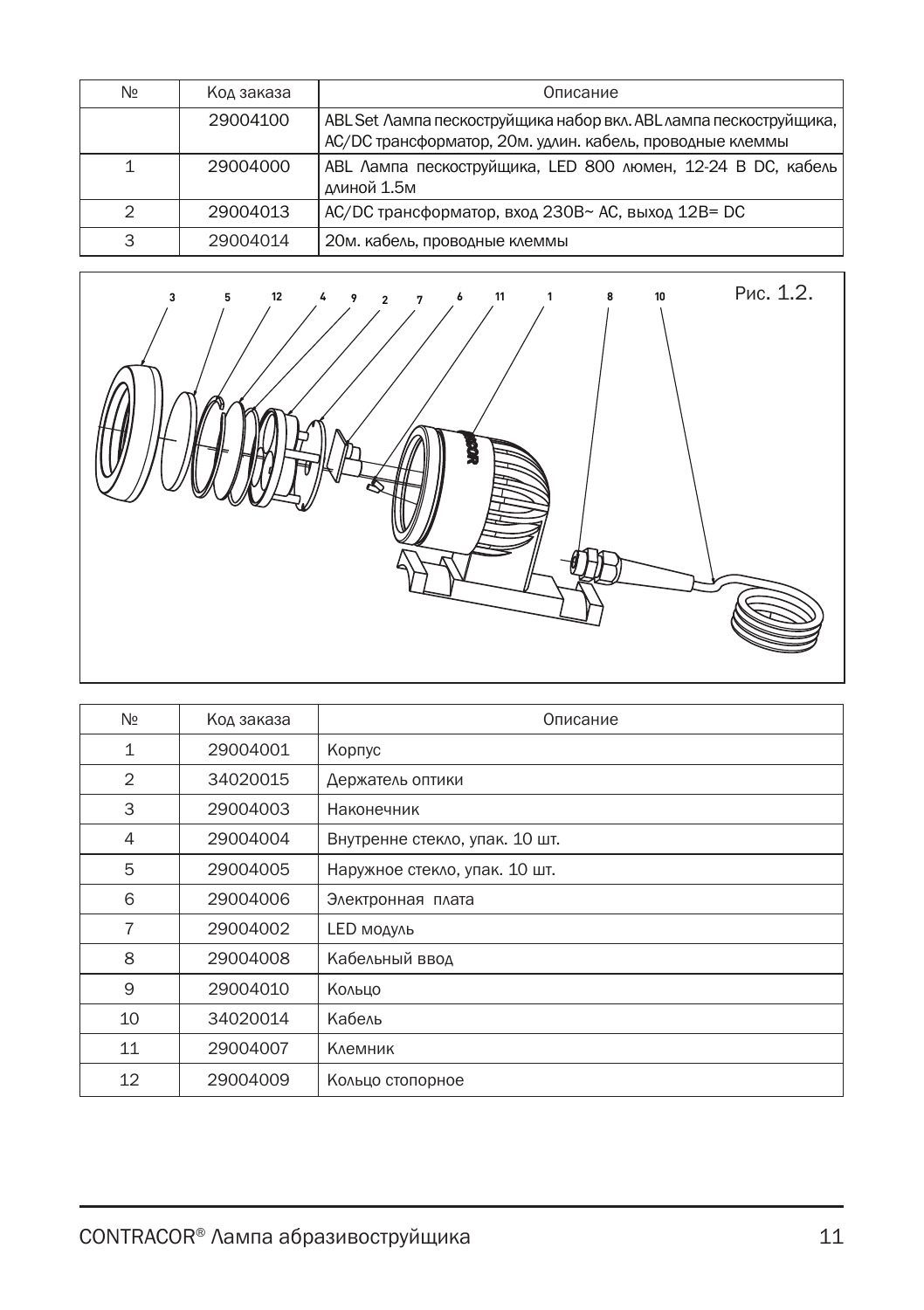| № | Код заказа | Описание |
|---|---|---|
| | 29004100 | ABL Set Лампа пескоструйщика набор вкл. ABL лампа пескоструйщика, AC/DC трансформатор, 20м. удлин. кабель, проводные клеммы |
| 1 | 29004000 | ABL Лампа пескоструйщика, LED 800 люмен, 12-24 В DC, кабель длиной 1.5м |
| 2 | 29004013 | AC/DC трансформатор, вход 230В~ AC, выход 12В= DC |
| 3 | 29004014 | 20м. кабель, проводные клеммы |

Рис. 1.2.

| № | Код заказа | Описание |
|---|---|---|
| 1 | 29004001 | Корпус |
| 2 | 34020015 | Держатель оптики |
| 3 | 29004003 | Наконечник |
| 4 | 29004004 | Внутренне стекло, упак. 10 шт. |
| 5 | 29004005 | Наружное стекло, упак. 10 шт. |
| 6 | 29004006 | Электронная плата |
| 7 | 29004002 | LED модуль |
| 8 | 29004008 | Кабельный ввод |
| 9 | 29004010 | Кольцо |
| 10 | 34020014 | Кабель |
| 11 | 29004007 | Клемник |
| 12 | 29004009 | Кольцо стопорное |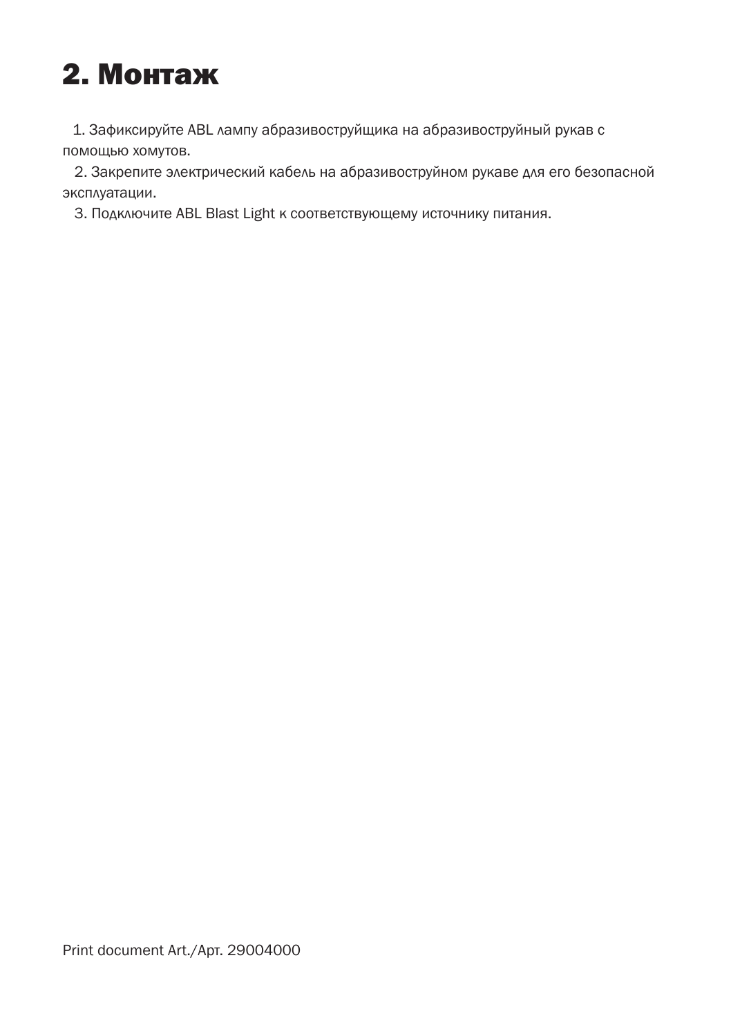# 2. Монтаж

1. Зафиксируйте ABL лампу абразивоструйщика на абразивоструйный рукав с помощью хомутов.
2. Закрепите электрический кабель на абразивоструйном рукаве для его безопасной эксплуатации.
3. Подключите ABL Blast Light к соответствующему источнику питания.

Print document Art./Арт. 29004000